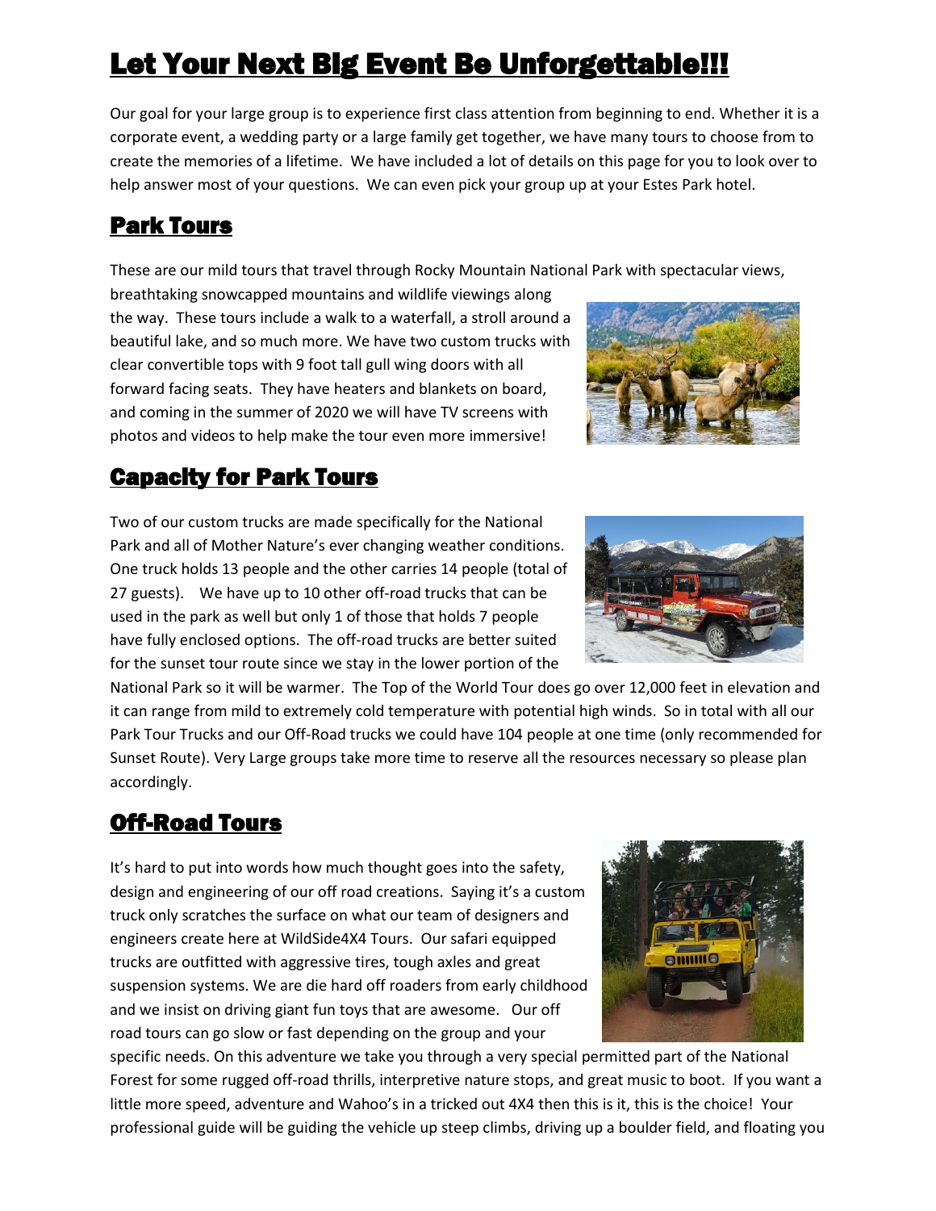# Let Your Next Big Event Be Unforgettable!!!

Our goal for your large group is to experience first class attention from beginning to end. Whether it is a corporate event, a wedding party or a large family get together, we have many tours to choose from to create the memories of a lifetime. We have included a lot of details on this page for you to look over to help answer most of your questions. We can even pick your group up at your Estes Park hotel.

## Park Tours

These are our mild tours that travel through Rocky Mountain National Park with spectacular views, breathtaking snowcapped mountains and wildlife viewings along the way. These tours include a walk to a waterfall, a stroll around a beautiful lake, and so much more. We have two custom trucks with clear convertible tops with 9 foot tall gull wing doors with all forward facing seats. They have heaters and blankets on board, and coming in the summer of 2020 we will have TV screens with photos and videos to help make the tour even more immersive!

## Capacity for Park Tours

Two of our custom trucks are made specifically for the National Park and all of Mother Nature's ever changing weather conditions. One truck holds 13 people and the other carries 14 people (total of 27 guests). We have up to 10 other off-road trucks that can be used in the park as well but only 1 of those that holds 7 people have fully enclosed options. The off-road trucks are better suited for the sunset tour route since we stay in the lower portion of the National Park so it will be warmer. The Top of the World Tour does go over 12,000 feet in elevation and it can range from mild to extremely cold temperature with potential high winds. So in total with all our Park Tour Trucks and our Off-Road trucks we could have 104 people at one time (only recommended for Sunset Route). Very Large groups take more time to reserve all the resources necessary so please plan accordingly.

## Off-Road Tours

It's hard to put into words how much thought goes into the safety, design and engineering of our off road creations. Saying it's a custom truck only scratches the surface on what our team of designers and engineers create here at WildSide4X4 Tours. Our safari equipped trucks are outfitted with aggressive tires, tough axles and great suspension systems. We are die hard off roaders from early childhood and we insist on driving giant fun toys that are awesome. Our off road tours can go slow or fast depending on the group and your specific needs. On this adventure we take you through a very special permitted part of the National Forest for some rugged off-road thrills, interpretive nature stops, and great music to boot. If you want a little more speed, adventure and Wahoo's in a tricked out 4X4 then this is it, this is the choice! Your professional guide will be guiding the vehicle up steep climbs, driving up a boulder field, and floating you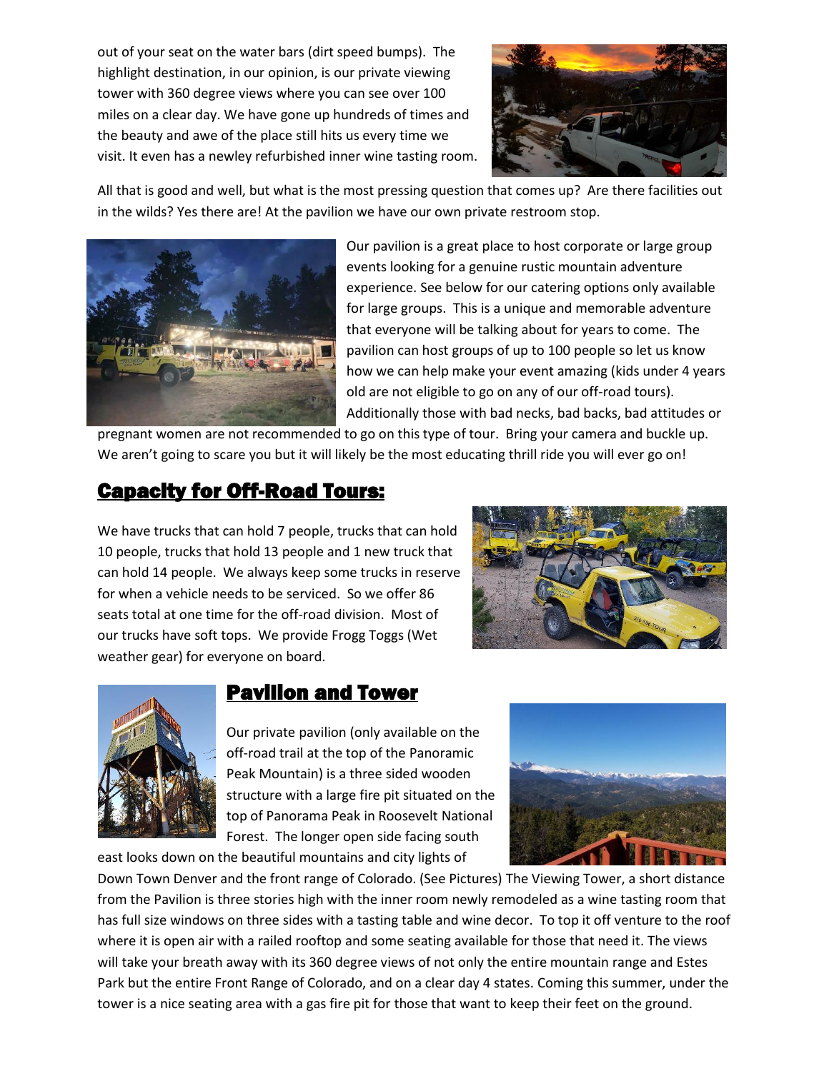out of your seat on the water bars (dirt speed bumps). The highlight destination, in our opinion, is our private viewing tower with 360 degree views where you can see over 100 miles on a clear day. We have gone up hundreds of times and the beauty and awe of the place still hits us every time we visit. It even has a newley refurbished inner wine tasting room.

All that is good and well, but what is the most pressing question that comes up? Are there facilities out in the wilds? Yes there are! At the pavilion we have our own private restroom stop.

Our pavilion is a great place to host corporate or large group events looking for a genuine rustic mountain adventure experience. See below for our catering options only available for large groups. This is a unique and memorable adventure that everyone will be talking about for years to come. The pavilion can host groups of up to 100 people so let us know how we can help make your event amazing (kids under 4 years old are not eligible to go on any of our off-road tours). Additionally those with bad necks, bad backs, bad attitudes or pregnant women are not recommended to go on this type of tour. Bring your camera and buckle up. We aren't going to scare you but it will likely be the most educating thrill ride you will ever go on!

## Capacity for Off-Road Tours:

We have trucks that can hold 7 people, trucks that can hold 10 people, trucks that hold 13 people and 1 new truck that can hold 14 people. We always keep some trucks in reserve for when a vehicle needs to be serviced. So we offer 86 seats total at one time for the off-road division. Most of our trucks have soft tops. We provide Frogg Toggs (Wet weather gear) for everyone on board.

## Pavilion and Tower

Our private pavilion (only available on the off-road trail at the top of the Panoramic Peak Mountain) is a three sided wooden structure with a large fire pit situated on the top of Panorama Peak in Roosevelt National Forest. The longer open side facing south east looks down on the beautiful mountains and city lights of Down Town Denver and the front range of Colorado. (See Pictures) The Viewing Tower, a short distance from the Pavilion is three stories high with the inner room newly remodeled as a wine tasting room that has full size windows on three sides with a tasting table and wine decor. To top it off venture to the roof where it is open air with a railed rooftop and some seating available for those that need it. The views will take your breath away with its 360 degree views of not only the entire mountain range and Estes Park but the entire Front Range of Colorado, and on a clear day 4 states. Coming this summer, under the tower is a nice seating area with a gas fire pit for those that want to keep their feet on the ground.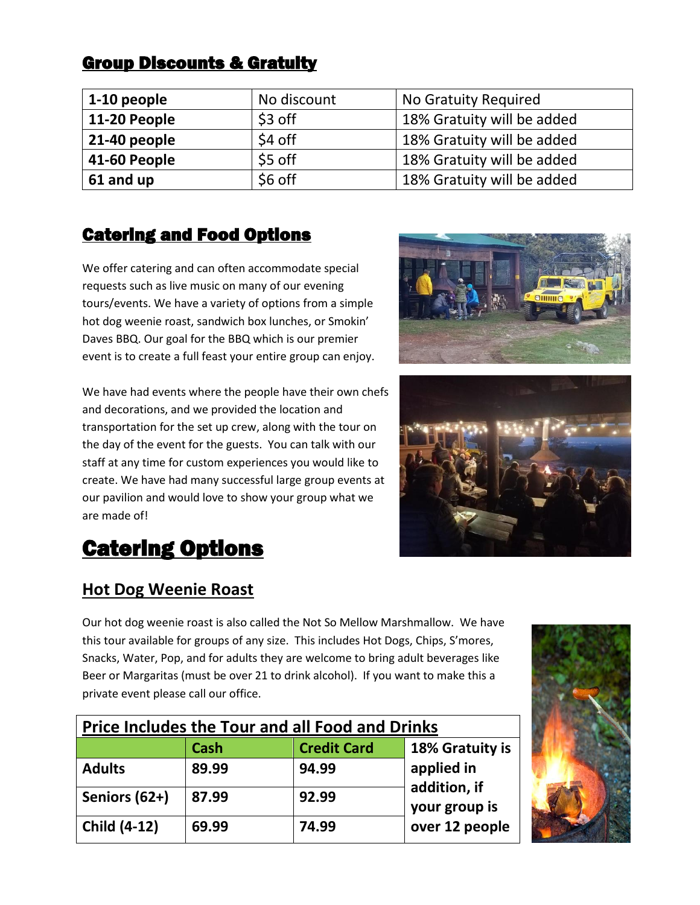## Group Discounts & Gratuity

| 1-10 people | No discount | No Gratuity Required |
|---|---|---|
| 11-20 People | $3 off | 18% Gratuity will be added |
| 21-40 people | $4 off | 18% Gratuity will be added |
| 41-60 People | $5 off | 18% Gratuity will be added |
| 61 and up | $6 off | 18% Gratuity will be added |

## Catering and Food Options

We offer catering and can often accommodate special requests such as live music on many of our evening tours/events. We have a variety of options from a simple hot dog weenie roast, sandwich box lunches, or Smokin' Daves BBQ. Our goal for the BBQ which is our premier event is to create a full feast your entire group can enjoy.

We have had events where the people have their own chefs and decorations, and we provided the location and transportation for the set up crew, along with the tour on the day of the event for the guests. You can talk with our staff at any time for custom experiences you would like to create. We have had many successful large group events at our pavilion and would love to show your group what we are made of!

# Catering Options

## Hot Dog Weenie Roast

Our hot dog weenie roast is also called the Not So Mellow Marshmallow. We have this tour available for groups of any size. This includes Hot Dogs, Chips, S'mores, Snacks, Water, Pop, and for adults they are welcome to bring adult beverages like Beer or Margaritas (must be over 21 to drink alcohol). If you want to make this a private event please call our office.

| Price Includes the Tour and all Food and Drinks | | | |
|---|---|---|---|
| | Cash | Credit Card | 18% Gratuity is applied in addition, if your group is over 12 people |
| Adults | 89.99 | 94.99 | |
| Seniors (62+) | 87.99 | 92.99 | |
| Child (4-12) | 69.99 | 74.99 | |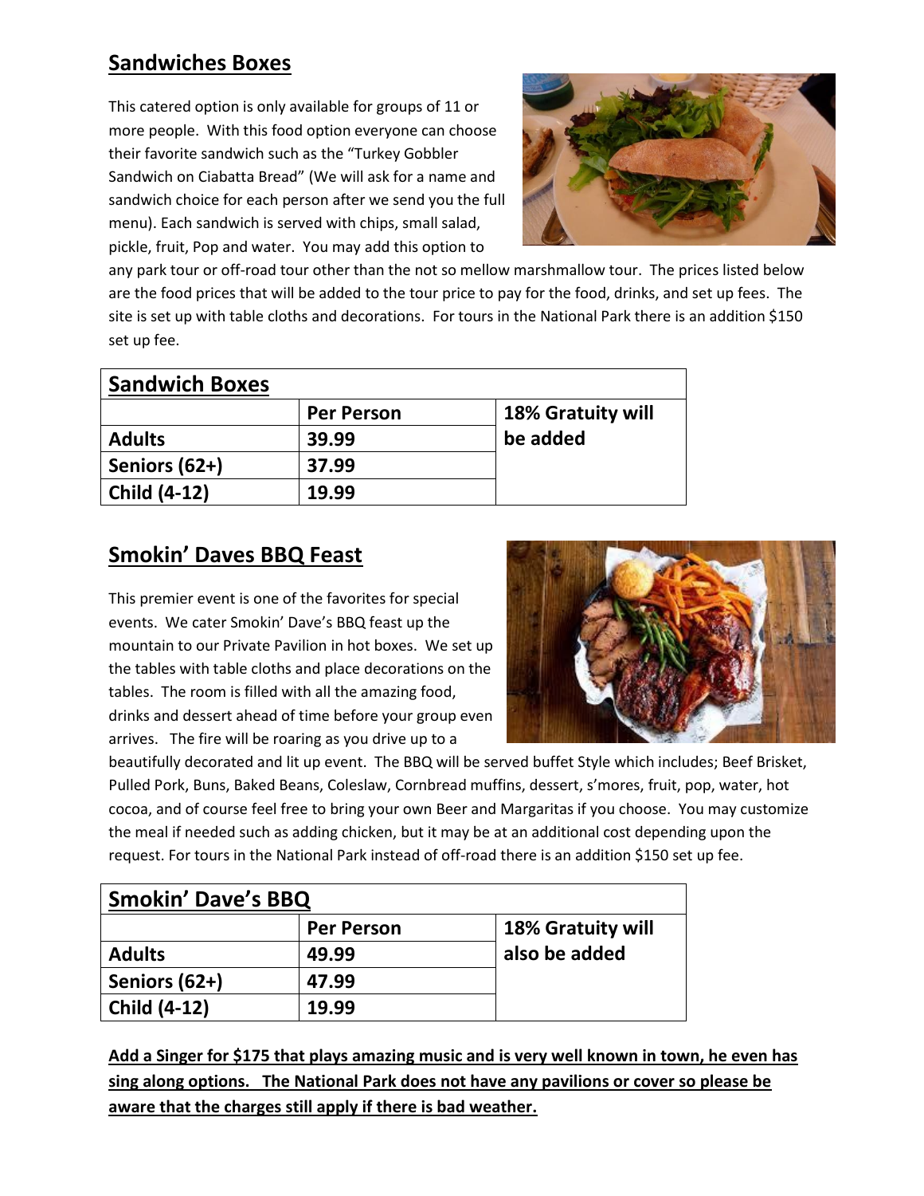## Sandwiches Boxes

This catered option is only available for groups of 11 or more people. With this food option everyone can choose their favorite sandwich such as the "Turkey Gobbler Sandwich on Ciabatta Bread" (We will ask for a name and sandwich choice for each person after we send you the full menu). Each sandwich is served with chips, small salad, pickle, fruit, Pop and water. You may add this option to any park tour or off-road tour other than the not so mellow marshmallow tour. The prices listed below are the food prices that will be added to the tour price to pay for the food, drinks, and set up fees. The site is set up with table cloths and decorations. For tours in the National Park there is an addition $150 set up fee.

| **Sandwich Boxes** | | |
|---|---|---|
| | **Per Person** | **18% Gratuity will be added** |
| **Adults** | **39.99** | |
| **Seniors (62+)** | **37.99** | |
| **Child (4-12)** | **19.99** | |

## Smokin' Daves BBQ Feast

This premier event is one of the favorites for special events. We cater Smokin' Dave's BBQ feast up the mountain to our Private Pavilion in hot boxes. We set up the tables with table cloths and place decorations on the tables. The room is filled with all the amazing food, drinks and dessert ahead of time before your group even arrives. The fire will be roaring as you drive up to a beautifully decorated and lit up event. The BBQ will be served buffet Style which includes; Beef Brisket, Pulled Pork, Buns, Baked Beans, Coleslaw, Cornbread muffins, dessert, s'mores, fruit, pop, water, hot cocoa, and of course feel free to bring your own Beer and Margaritas if you choose. You may customize the meal if needed such as adding chicken, but it may be at an additional cost depending upon the request. For tours in the National Park instead of off-road there is an addition $150 set up fee.

| **Smokin' Dave's BBQ** | | |
|---|---|---|
| | **Per Person** | **18% Gratuity will also be added** |
| **Adults** | **49.99** | |
| **Seniors (62+)** | **47.99** | |
| **Child (4-12)** | **19.99** | |

**Add a Singer for $175 that plays amazing music and is very well known in town, he even has sing along options. The National Park does not have any pavilions or cover so please be aware that the charges still apply if there is bad weather.**